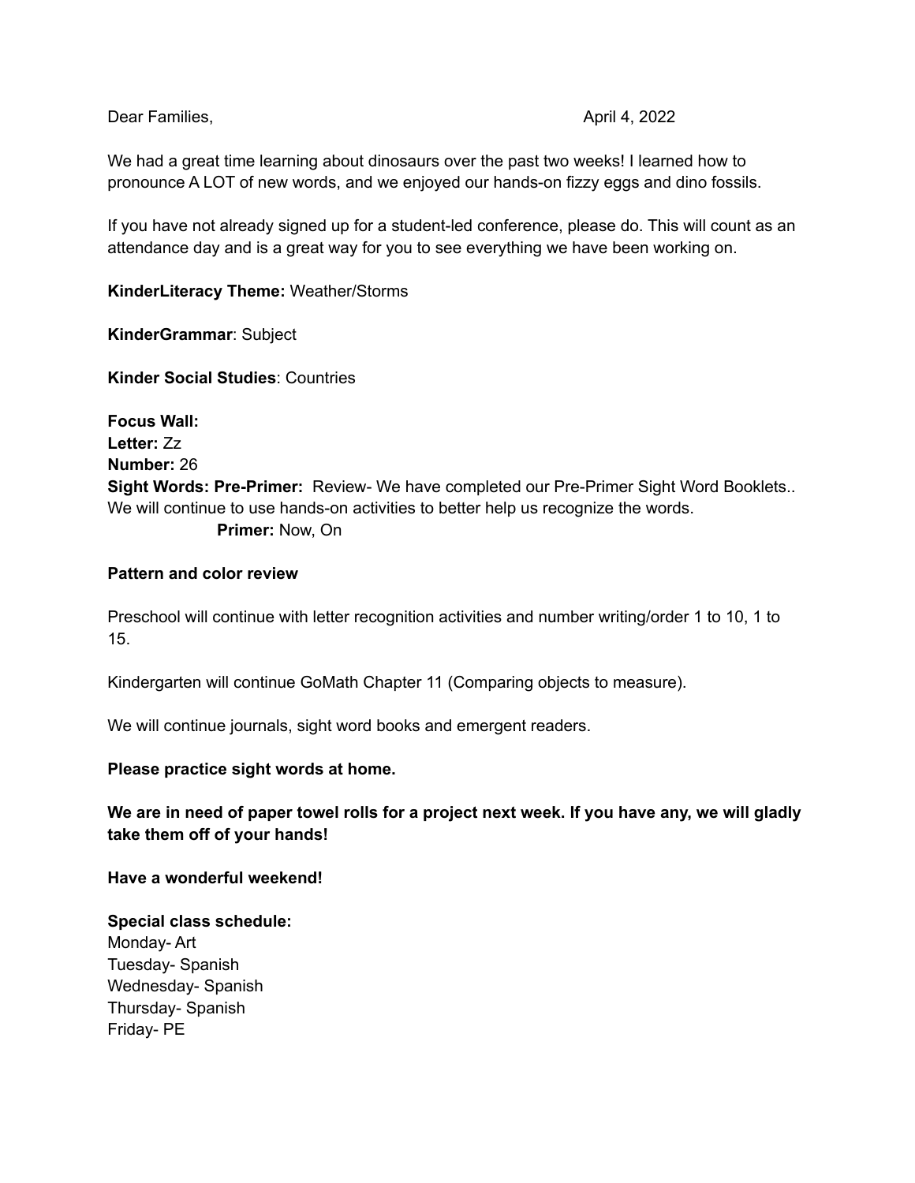Dear Families, April 4, 2022

We had a great time learning about dinosaurs over the past two weeks! I learned how to pronounce A LOT of new words, and we enjoyed our hands-on fizzy eggs and dino fossils.

If you have not already signed up for a student-led conference, please do. This will count as an attendance day and is a great way for you to see everything we have been working on.

**KinderLiteracy Theme:** Weather/Storms

**KinderGrammar**: Subject

**Kinder Social Studies**: Countries

**Focus Wall:**
**Letter:** Zz
**Number:** 26
**Sight Words: Pre-Primer:** Review- We have completed our Pre-Primer Sight Word Booklets.. We will continue to use hands-on activities to better help us recognize the words.
**Primer:** Now, On

**Pattern and color review**

Preschool will continue with letter recognition activities and number writing/order 1 to 10, 1 to 15.

Kindergarten will continue GoMath Chapter 11 (Comparing objects to measure).

We will continue journals, sight word books and emergent readers.

**Please practice sight words at home.**

**We are in need of paper towel rolls for a project next week. If you have any, we will gladly take them off of your hands!**

**Have a wonderful weekend!**

**Special class schedule:**
Monday- Art
Tuesday- Spanish
Wednesday- Spanish
Thursday- Spanish
Friday- PE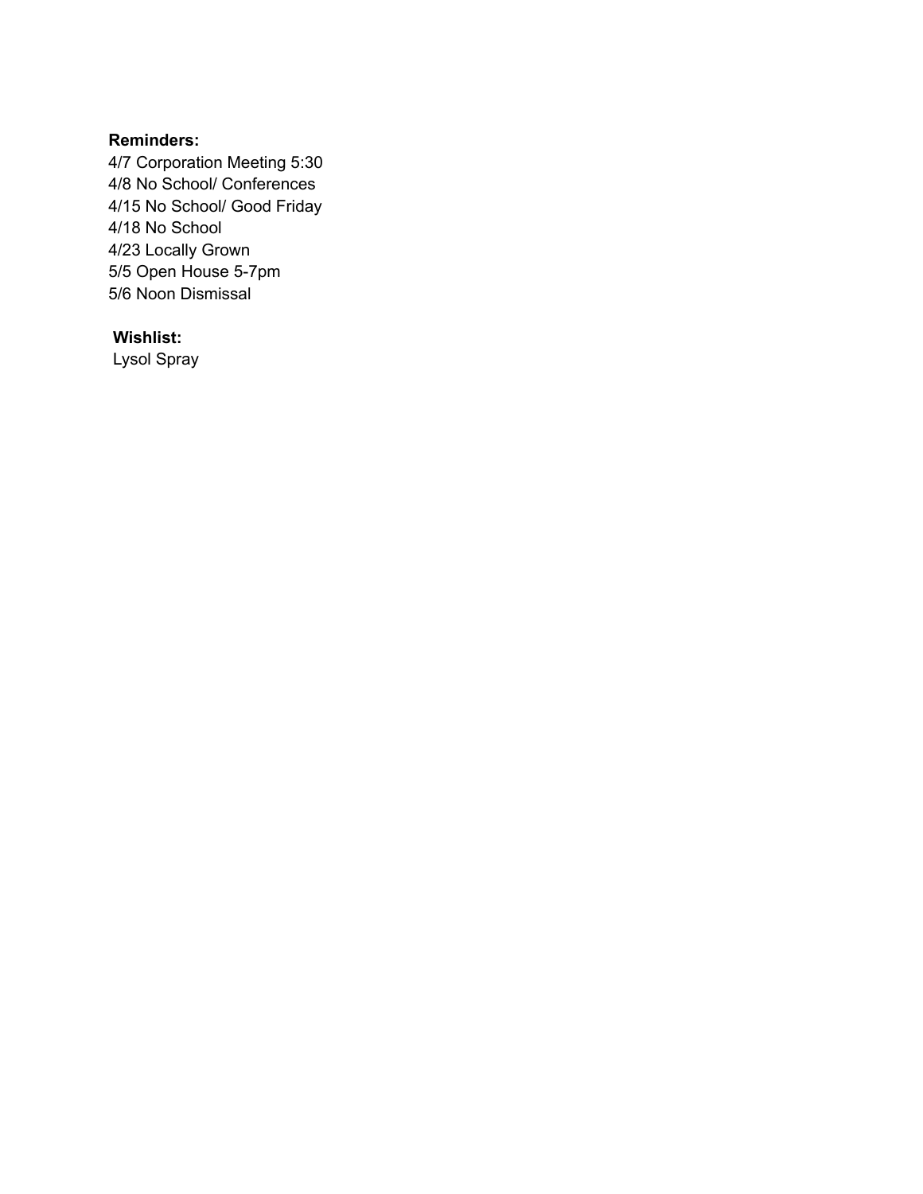**Reminders:**

4/7 Corporation Meeting 5:30
4/8 No School/ Conferences
4/15 No School/ Good Friday
4/18 No School
4/23 Locally Grown
5/5 Open House 5-7pm
5/6 Noon Dismissal

**Wishlist:**

Lysol Spray